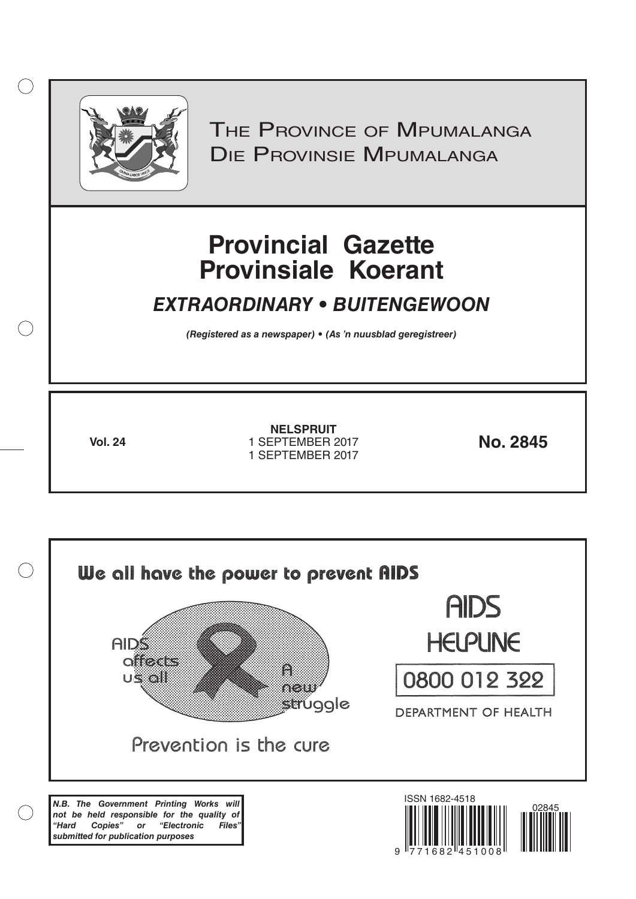THE PROVINCE OF MPUMALANGA
DIE PROVINSIE MPUMALANGA

# Provincial Gazette
# Provinsiale Koerant

## *EXTRAORDINARY • BUITENGEWOON*

***(Registered as a newspaper) • (As 'n nuusblad geregistreer)***

**Vol. 24**

**NELSPRUIT**
1 SEPTEMBER 2017
1 SEPTEMBER 2017

**No. 2845**

**We all have the power to prevent AIDS**

AIDS affects us all

A new struggle

Prevention is the cure

AIDS HELPLINE

0800 012 322

DEPARTMENT OF HEALTH

***N.B. The Government Printing Works will not be held responsible for the quality of "Hard Copies" or "Electronic Files" submitted for publication purposes***

ISSN 1682-4518

02845

9 771682 451008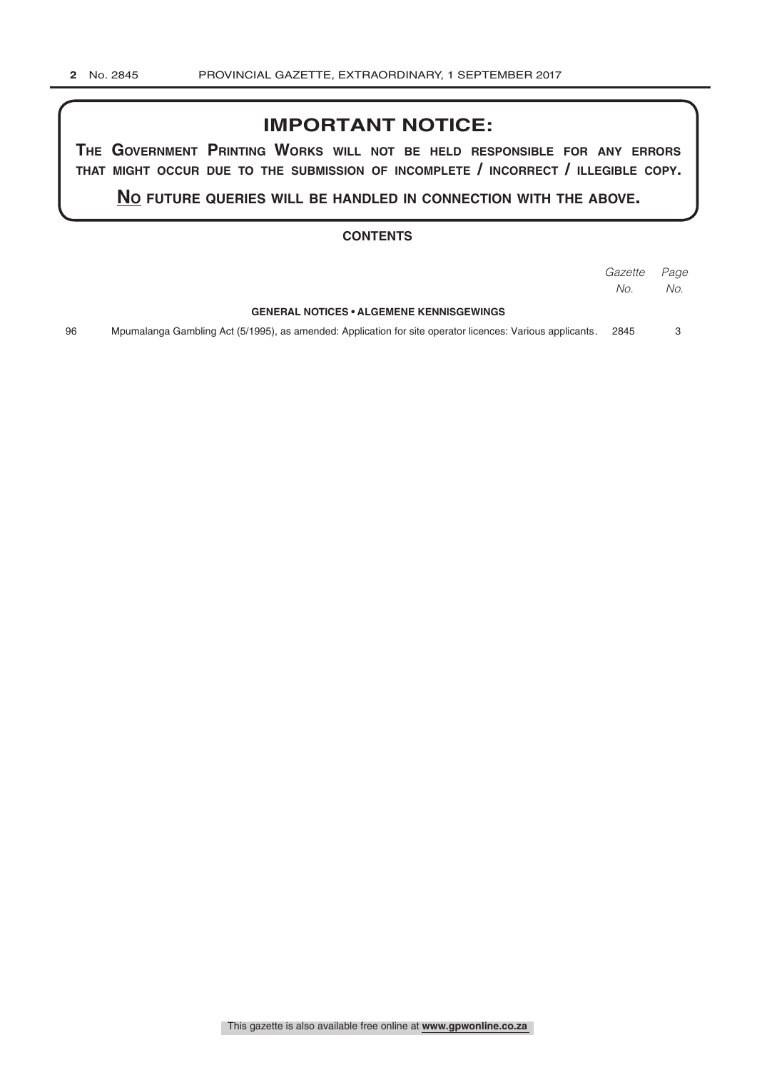## IMPORTANT NOTICE:

**The Government Printing Works will not be held responsible for any errors that might occur due to the submission of incomplete / incorrect / illegible copy.**

**No future queries will be handled in connection with the above.**

### CONTENTS

| | | *Gazette No.* | *Page No.* |
|---|---|---|---|
| | **GENERAL NOTICES • ALGEMENE KENNISGEWINGS** | | |
| 96 | Mpumalanga Gambling Act (5/1995), as amended: Application for site operator licences: Various applicants | 2845 | 3 |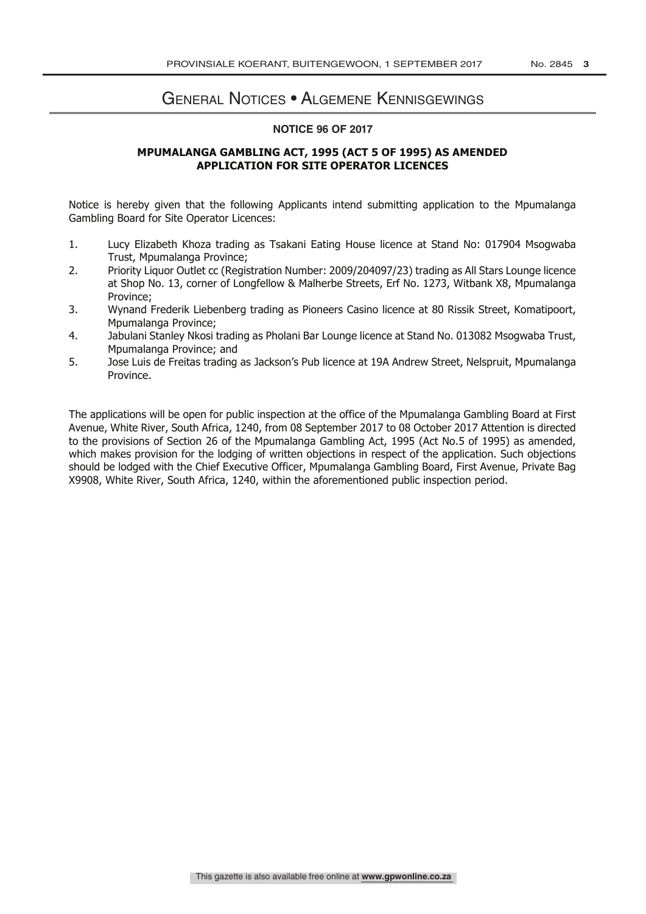# General Notices • Algemene Kennisgewings

## NOTICE 96 OF 2017

### MPUMALANGA GAMBLING ACT, 1995 (ACT 5 OF 1995) AS AMENDED
### APPLICATION FOR SITE OPERATOR LICENCES

Notice is hereby given that the following Applicants intend submitting application to the Mpumalanga Gambling Board for Site Operator Licences:

1. Lucy Elizabeth Khoza trading as Tsakani Eating House licence at Stand No: 017904 Msogwaba Trust, Mpumalanga Province;
2. Priority Liquor Outlet cc (Registration Number: 2009/204097/23) trading as All Stars Lounge licence at Shop No. 13, corner of Longfellow & Malherbe Streets, Erf No. 1273, Witbank X8, Mpumalanga Province;
3. Wynand Frederik Liebenberg trading as Pioneers Casino licence at 80 Rissik Street, Komatipoort, Mpumalanga Province;
4. Jabulani Stanley Nkosi trading as Pholani Bar Lounge licence at Stand No. 013082 Msogwaba Trust, Mpumalanga Province; and
5. Jose Luis de Freitas trading as Jackson's Pub licence at 19A Andrew Street, Nelspruit, Mpumalanga Province.

The applications will be open for public inspection at the office of the Mpumalanga Gambling Board at First Avenue, White River, South Africa, 1240, from 08 September 2017 to 08 October 2017 Attention is directed to the provisions of Section 26 of the Mpumalanga Gambling Act, 1995 (Act No.5 of 1995) as amended, which makes provision for the lodging of written objections in respect of the application. Such objections should be lodged with the Chief Executive Officer, Mpumalanga Gambling Board, First Avenue, Private Bag X9908, White River, South Africa, 1240, within the aforementioned public inspection period.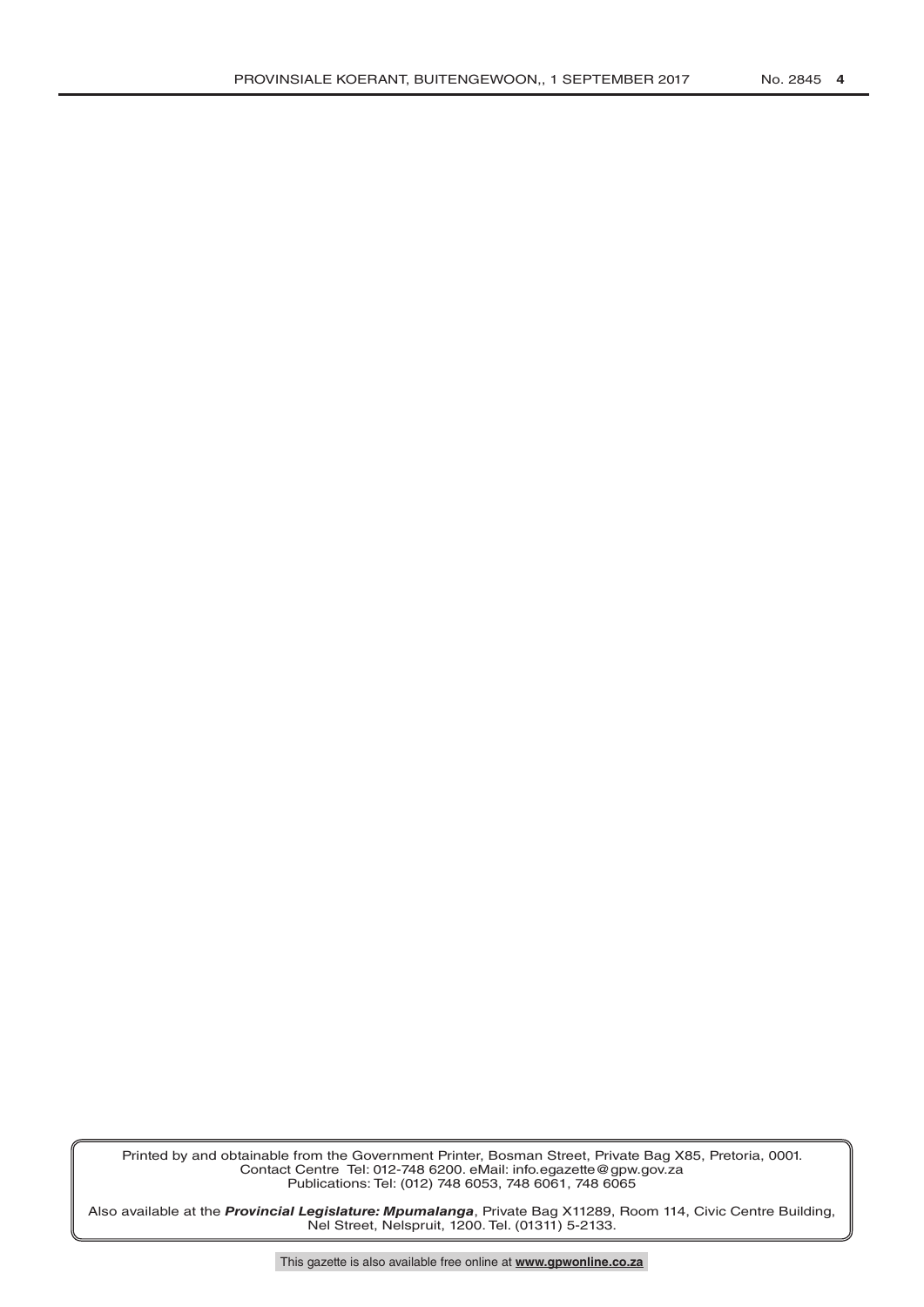Printed by and obtainable from the Government Printer, Bosman Street, Private Bag X85, Pretoria, 0001.
Contact Centre Tel: 012-748 6200. eMail: info.egazette@gpw.gov.za
Publications: Tel: (012) 748 6053, 748 6061, 748 6065

Also available at the ***Provincial Legislature: Mpumalanga***, Private Bag X11289, Room 114, Civic Centre Building, Nel Street, Nelspruit, 1200. Tel. (01311) 5-2133.

This gazette is also available free online at **www.gpwonline.co.za**